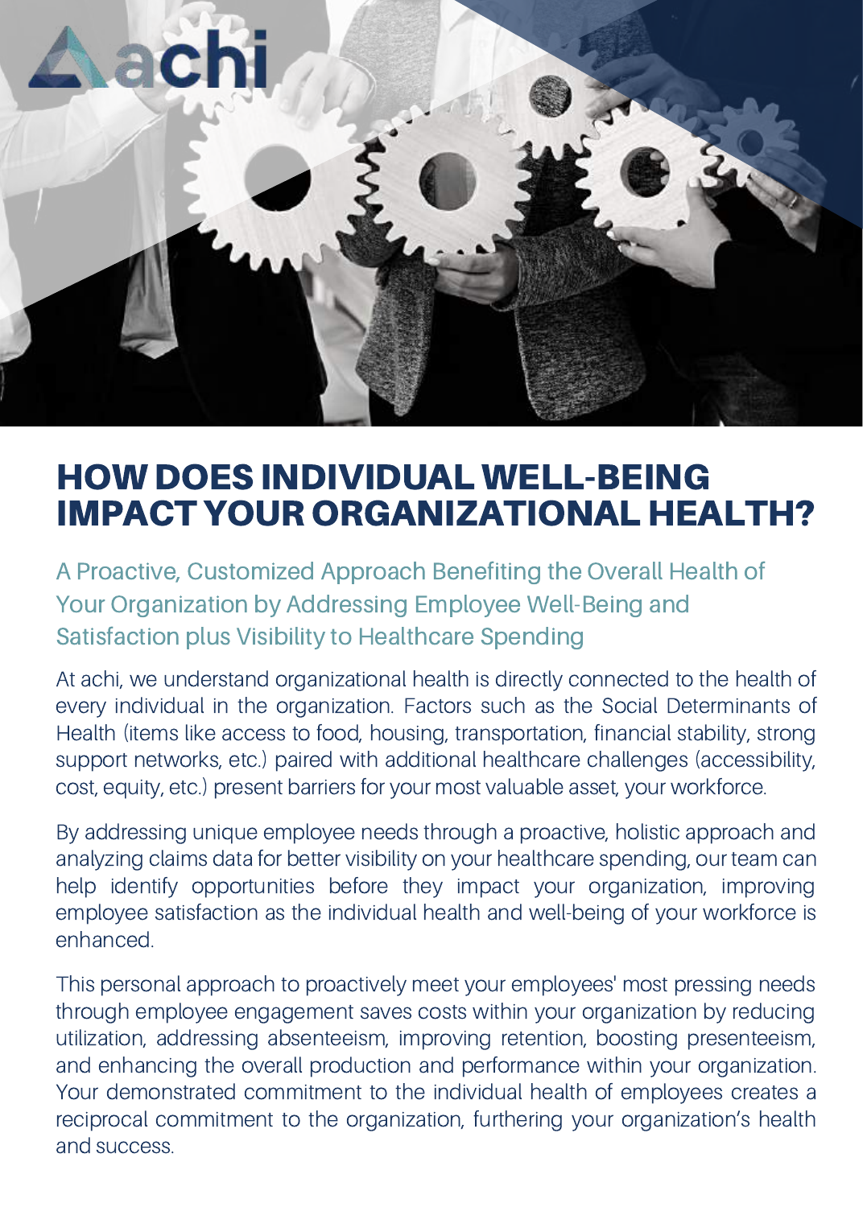achi

# HOW DOES INDIVIDUAL WELL-BEING IMPACT YOUR ORGANIZATIONAL HEALTH?

## A Proactive, Customized Approach Benefiting the Overall Health of Your Organization by Addressing Employee Well-Being and Satisfaction plus Visibility to Healthcare Spending

At achi, we understand organizational health is directly connected to the health of every individual in the organization. Factors such as the Social Determinants of Health (items like access to food, housing, transportation, financial stability, strong support networks, etc.) paired with additional healthcare challenges (accessibility, cost, equity, etc.) present barriers for your most valuable asset, your workforce.

By addressing unique employee needs through a proactive, holistic approach and analyzing claims data for better visibility on your healthcare spending, our team can help identify opportunities before they impact your organization, improving employee satisfaction as the individual health and well-being of your workforce is enhanced.

This personal approach to proactively meet your employees' most pressing needs through employee engagement saves costs within your organization by reducing utilization, addressing absenteeism, improving retention, boosting presenteeism, and enhancing the overall production and performance within your organization. Your demonstrated commitment to the individual health of employees creates a reciprocal commitment to the organization, furthering your organization's health and success.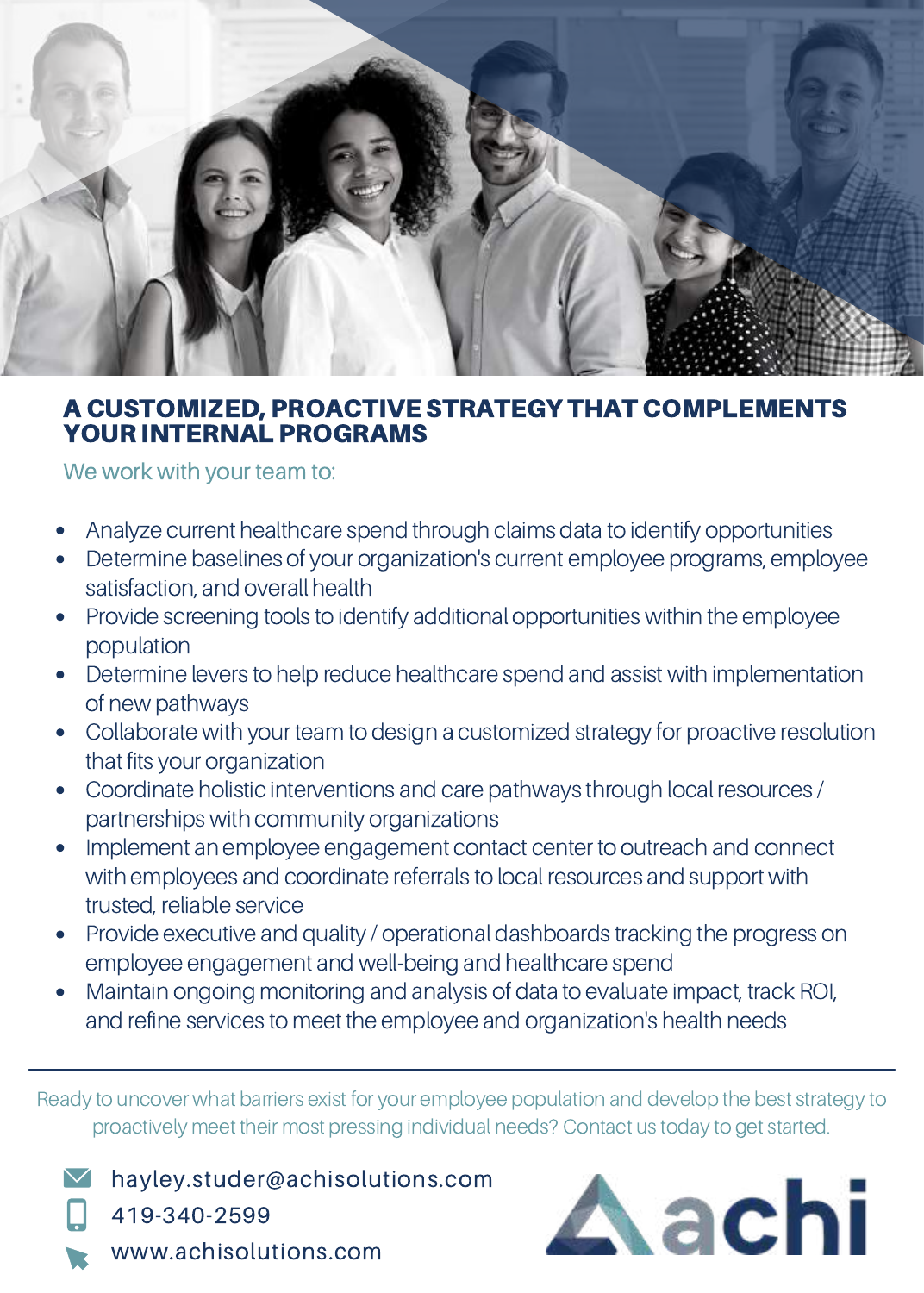## A CUSTOMIZED, PROACTIVE STRATEGY THAT COMPLEMENTS YOUR INTERNAL PROGRAMS

We work with your team to:

- Analyze current healthcare spend through claims data to identify opportunities
- Determine baselines of your organization's current employee programs, employee satisfaction, and overall health
- Provide screening tools to identify additional opportunities within the employee population
- Determine levers to help reduce healthcare spend and assist with implementation of new pathways
- Collaborate with your team to design a customized strategy for proactive resolution that fits your organization
- Coordinate holistic interventions and care pathways through local resources / partnerships with community organizations
- Implement an employee engagement contact center to outreach and connect with employees and coordinate referrals to local resources and support with trusted, reliable service
- Provide executive and quality / operational dashboards tracking the progress on employee engagement and well-being and healthcare spend
- Maintain ongoing monitoring and analysis of data to evaluate impact, track ROI, and refine services to meet the employee and organization's health needs

---

Ready to uncover what barriers exist for your employee population and develop the best strategy to proactively meet their most pressing individual needs? Contact us today to get started.

hayley.studer@achisolutions.com

419-340-2599

www.achisolutions.com

achi